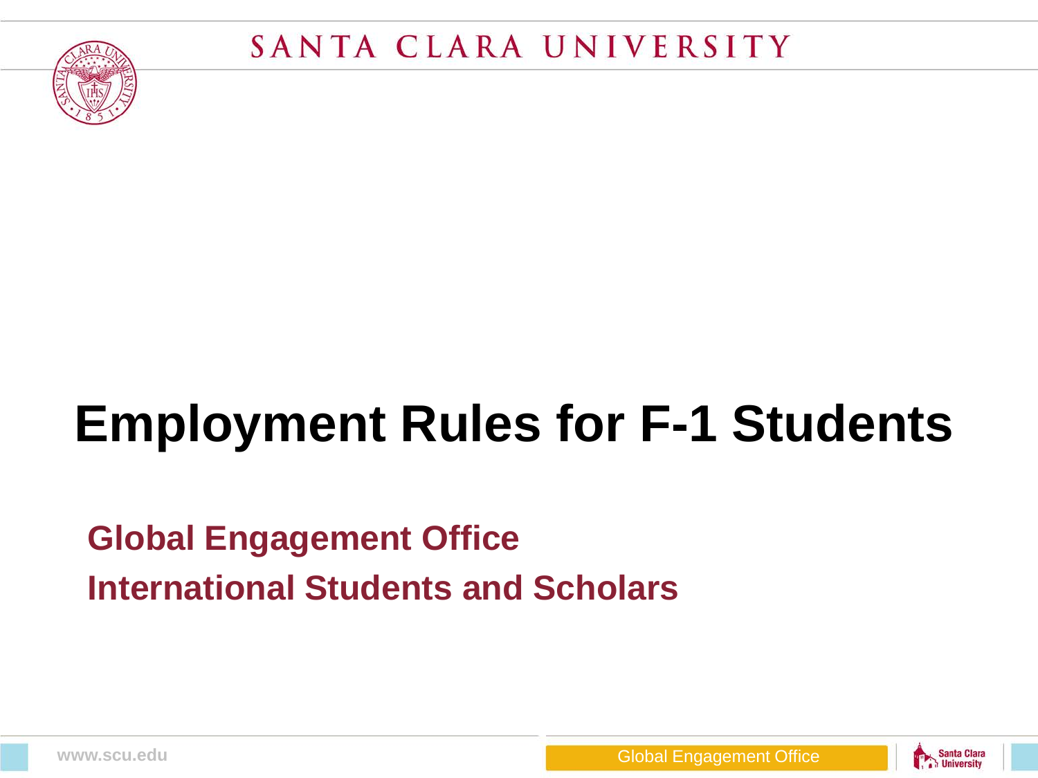# Employment Rules for F-1 Students

**Global Engagement Office**

**International Students and Scholars**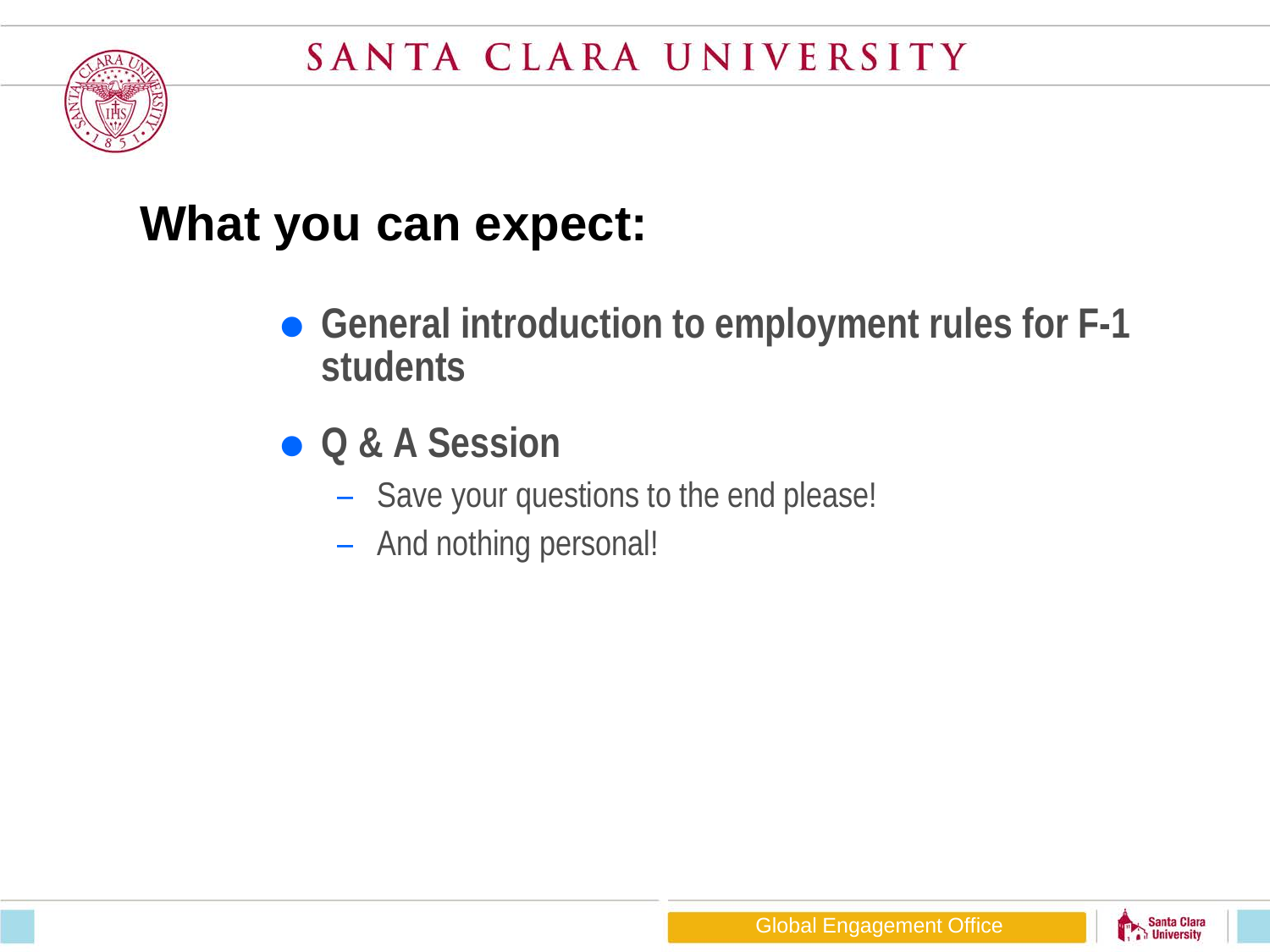# What you can expect:

- **General introduction to employment rules for F-1 students**
- **Q & A Session**
  - Save your questions to the end please!
  - And nothing personal!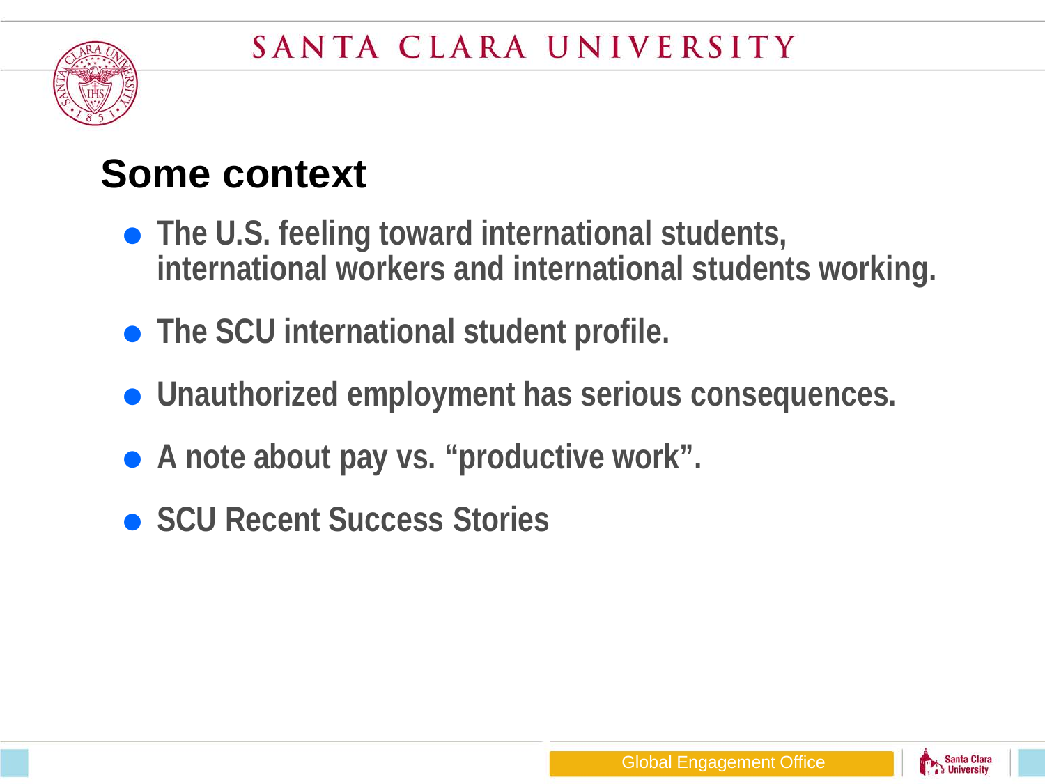## Some context

- The U.S. feeling toward international students, international workers and international students working.
- The SCU international student profile.
- Unauthorized employment has serious consequences.
- A note about pay vs. “productive work”.
- SCU Recent Success Stories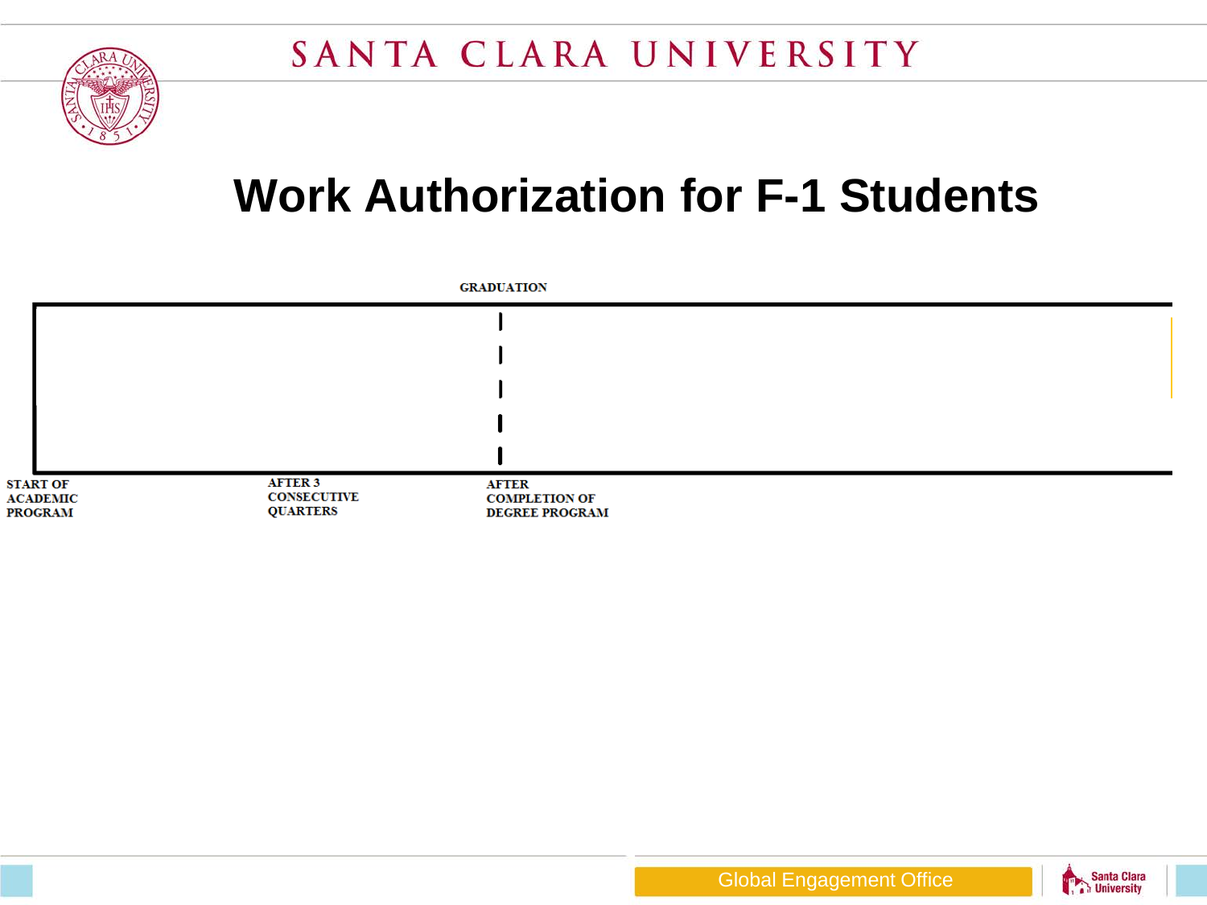# Work Authorization for F-1 Students

GRADUATION

START OF ACADEMIC PROGRAM

AFTER 3 CONSECUTIVE QUARTERS

AFTER COMPLETION OF DEGREE PROGRAM

Global Engagement Office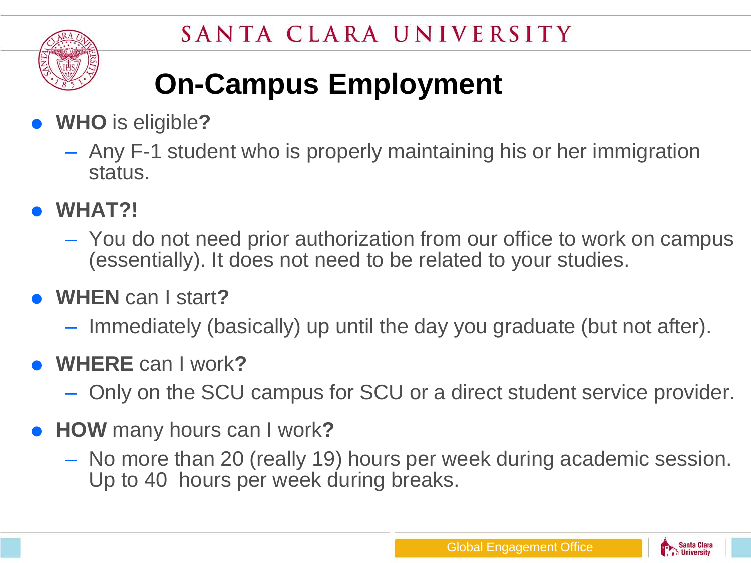# On-Campus Employment

- **WHO** is eligible**?**
  - Any F-1 student who is properly maintaining his or her immigration status.
- **WHAT?!**
  - You do not need prior authorization from our office to work on campus (essentially). It does not need to be related to your studies.
- **WHEN** can I start**?**
  - Immediately (basically) up until the day you graduate (but not after).
- **WHERE** can I work**?**
  - Only on the SCU campus for SCU or a direct student service provider.
- **HOW** many hours can I work**?**
  - No more than 20 (really 19) hours per week during academic session. Up to 40 hours per week during breaks.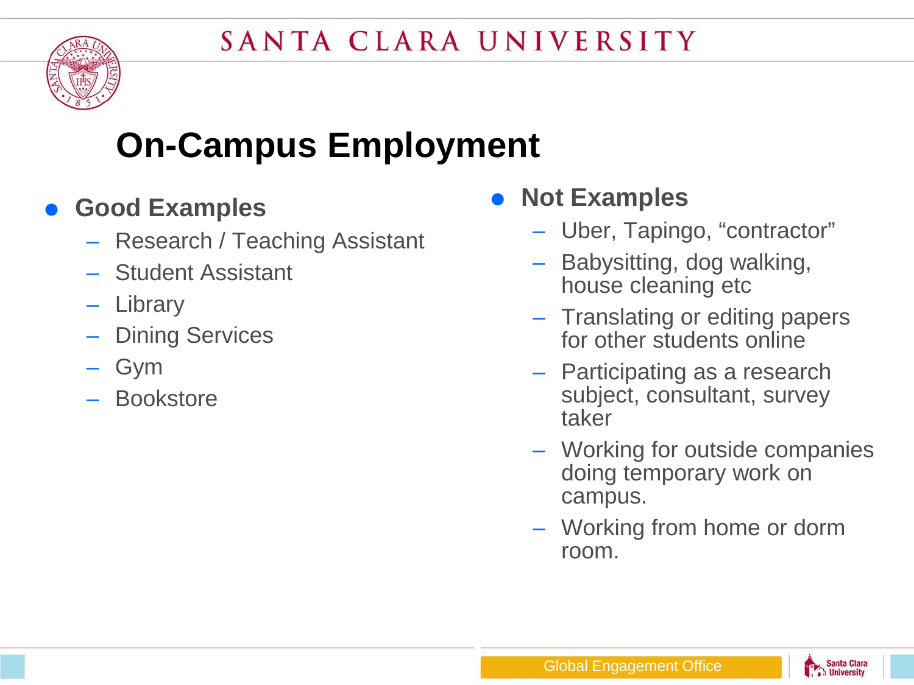# On-Campus Employment

- **Good Examples**
  - Research / Teaching Assistant
  - Student Assistant
  - Library
  - Dining Services
  - Gym
  - Bookstore

- **Not Examples**
  - Uber, Tapingo, "contractor"
  - Babysitting, dog walking, house cleaning etc
  - Translating or editing papers for other students online
  - Participating as a research subject, consultant, survey taker
  - Working for outside companies doing temporary work on campus.
  - Working from home or dorm room.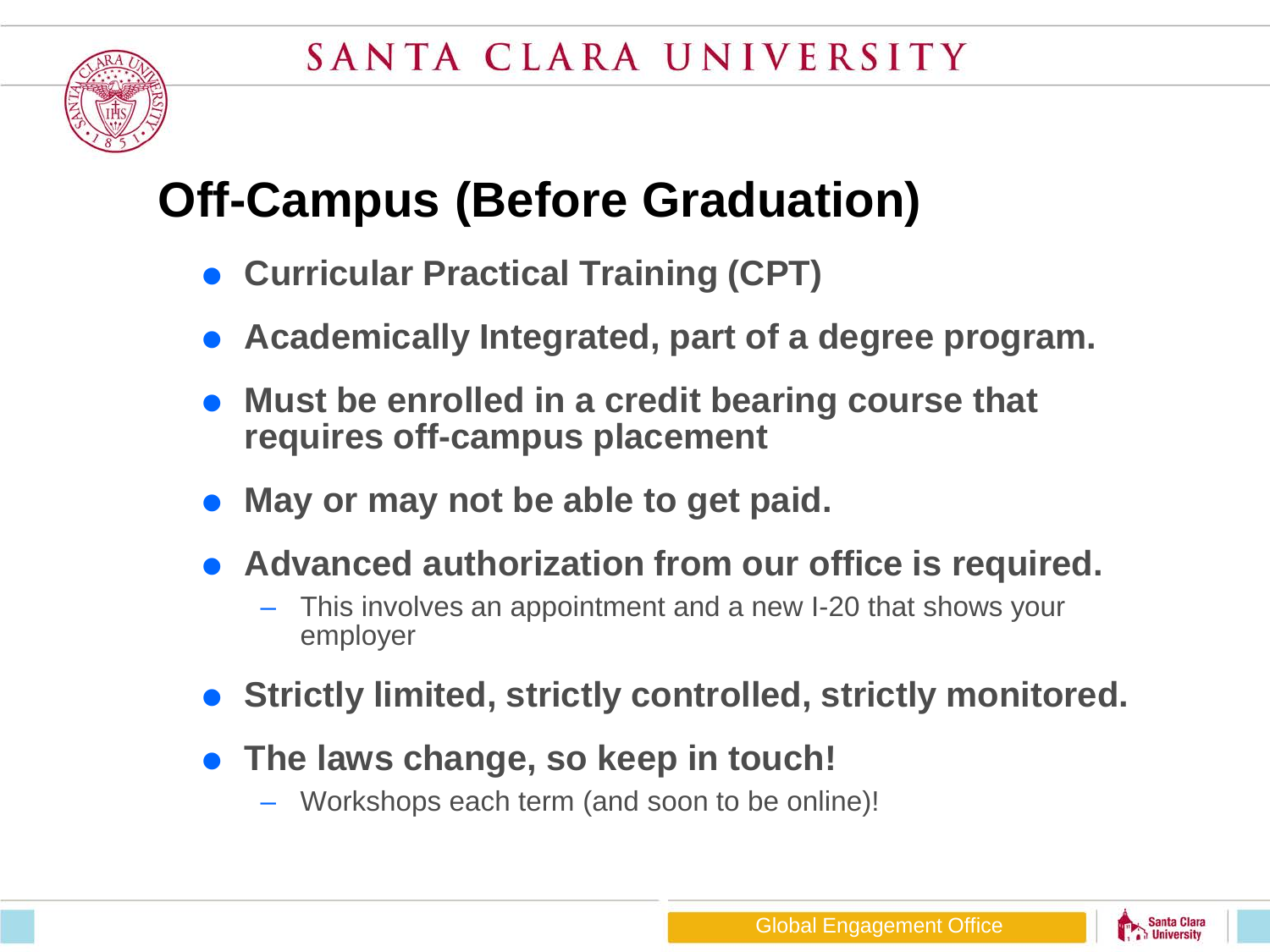# Off-Campus (Before Graduation)

- **Curricular Practical Training (CPT)**
- **Academically Integrated, part of a degree program.**
- **Must be enrolled in a credit bearing course that requires off-campus placement**
- **May or may not be able to get paid.**
- **Advanced authorization from our office is required.**
  - This involves an appointment and a new I-20 that shows your employer
- **Strictly limited, strictly controlled, strictly monitored.**
- **The laws change, so keep in touch!**
  - Workshops each term (and soon to be online)!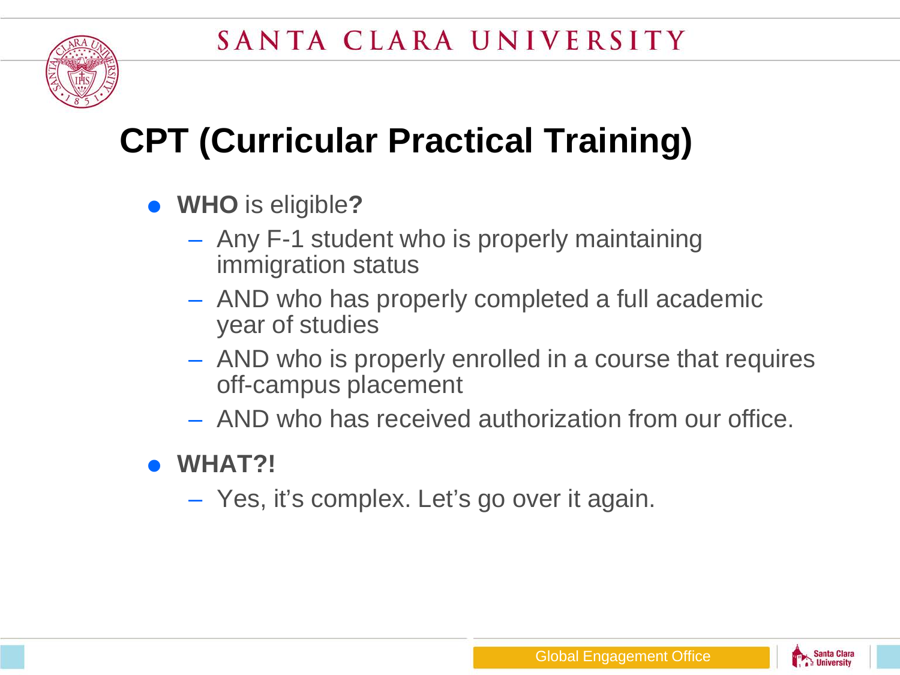# CPT (Curricular Practical Training)

- **WHO** is eligible**?**
  - Any F-1 student who is properly maintaining immigration status
  - AND who has properly completed a full academic year of studies
  - AND who is properly enrolled in a course that requires off-campus placement
  - AND who has received authorization from our office.
- **WHAT?!**
  - Yes, it's complex. Let's go over it again.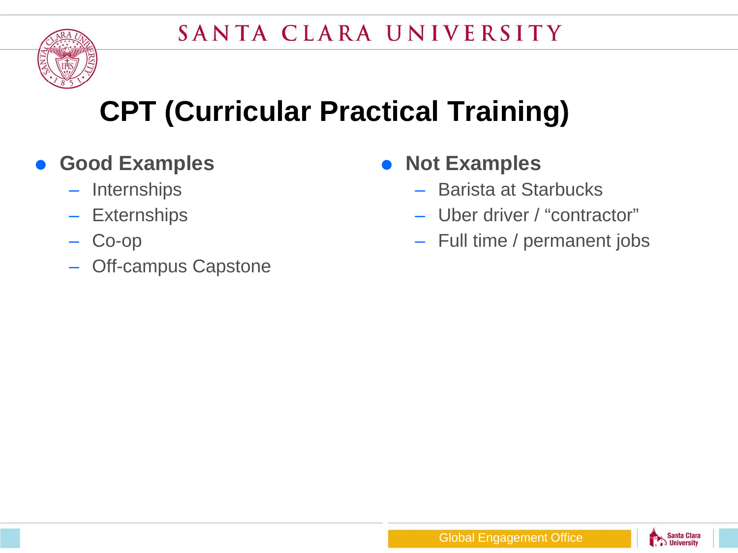# CPT (Curricular Practical Training)

- **Good Examples**
  - Internships
  - Externships
  - Co-op
  - Off-campus Capstone

- **Not Examples**
  - Barista at Starbucks
  - Uber driver / "contractor"
  - Full time / permanent jobs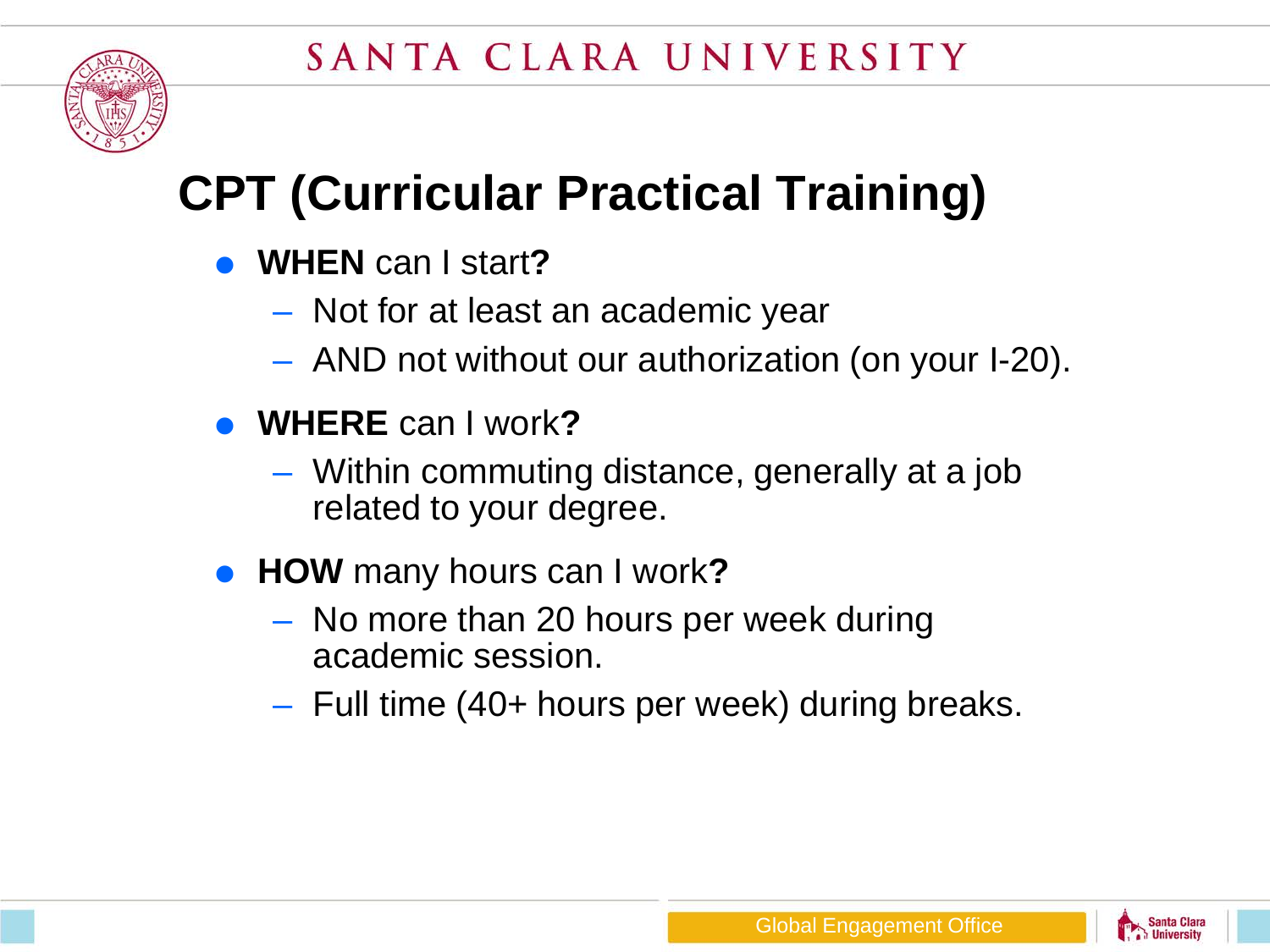# CPT (Curricular Practical Training)

- **WHEN** can I start**?**
  - Not for at least an academic year
  - AND not without our authorization (on your I-20).
- **WHERE** can I work**?**
  - Within commuting distance, generally at a job related to your degree.
- **HOW** many hours can I work**?**
  - No more than 20 hours per week during academic session.
  - Full time (40+ hours per week) during breaks.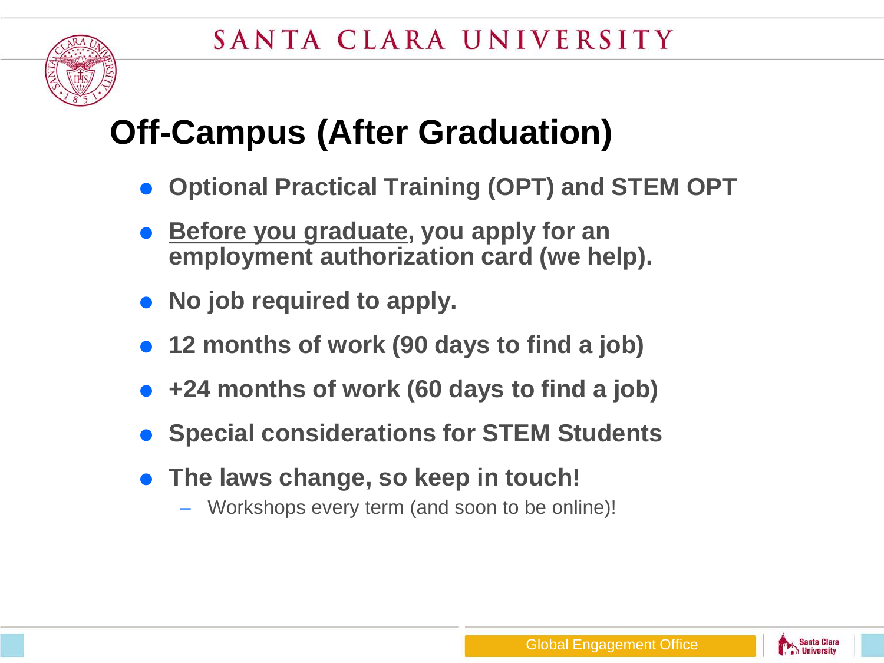# Off-Campus (After Graduation)

- **Optional Practical Training (OPT) and STEM OPT**
- **<u>Before you graduate</u>, you apply for an employment authorization card (we help).**
- **No job required to apply.**
- **12 months of work (90 days to find a job)**
- **+24 months of work (60 days to find a job)**
- **Special considerations for STEM Students**
- **The laws change, so keep in touch!**
  - Workshops every term (and soon to be online)!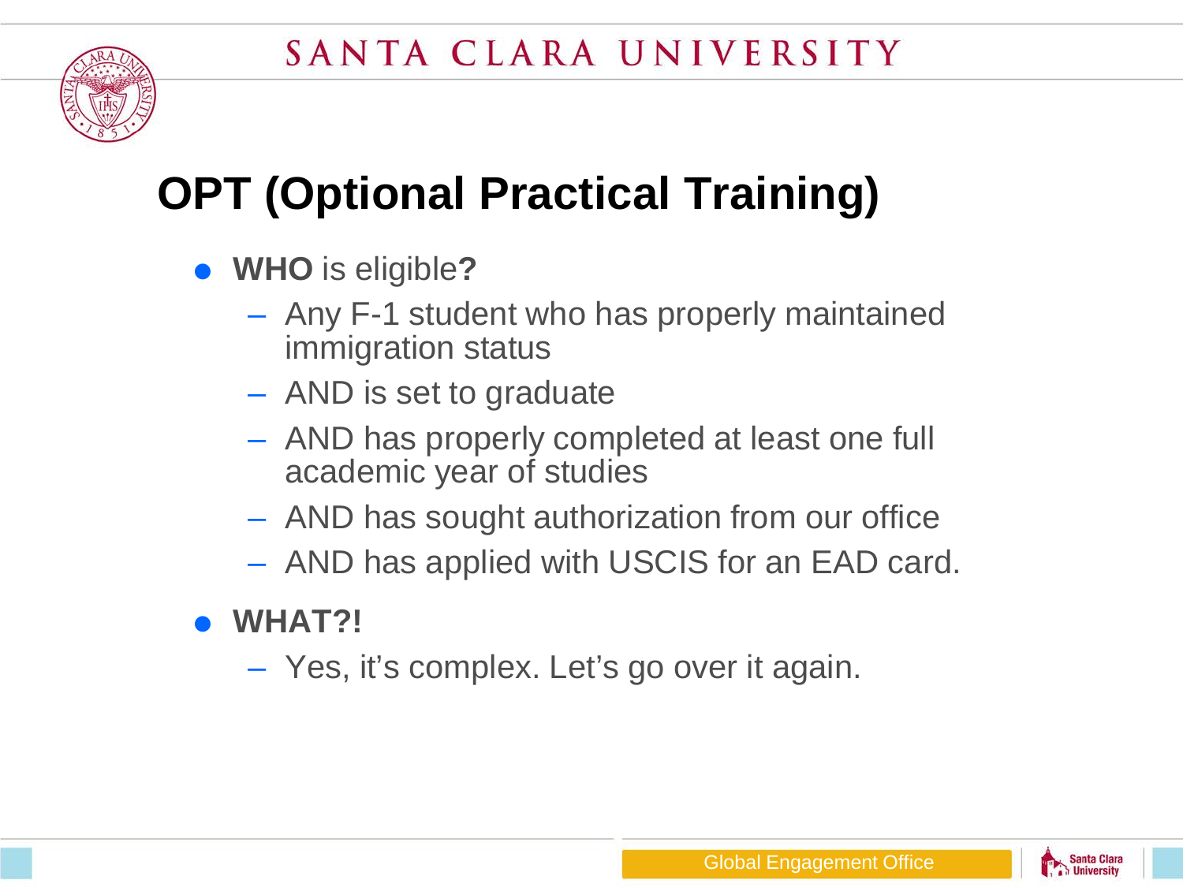# OPT (Optional Practical Training)

- **WHO** is eligible**?**
  - Any F-1 student who has properly maintained immigration status
  - AND is set to graduate
  - AND has properly completed at least one full academic year of studies
  - AND has sought authorization from our office
  - AND has applied with USCIS for an EAD card.
- **WHAT?!**
  - Yes, it's complex. Let's go over it again.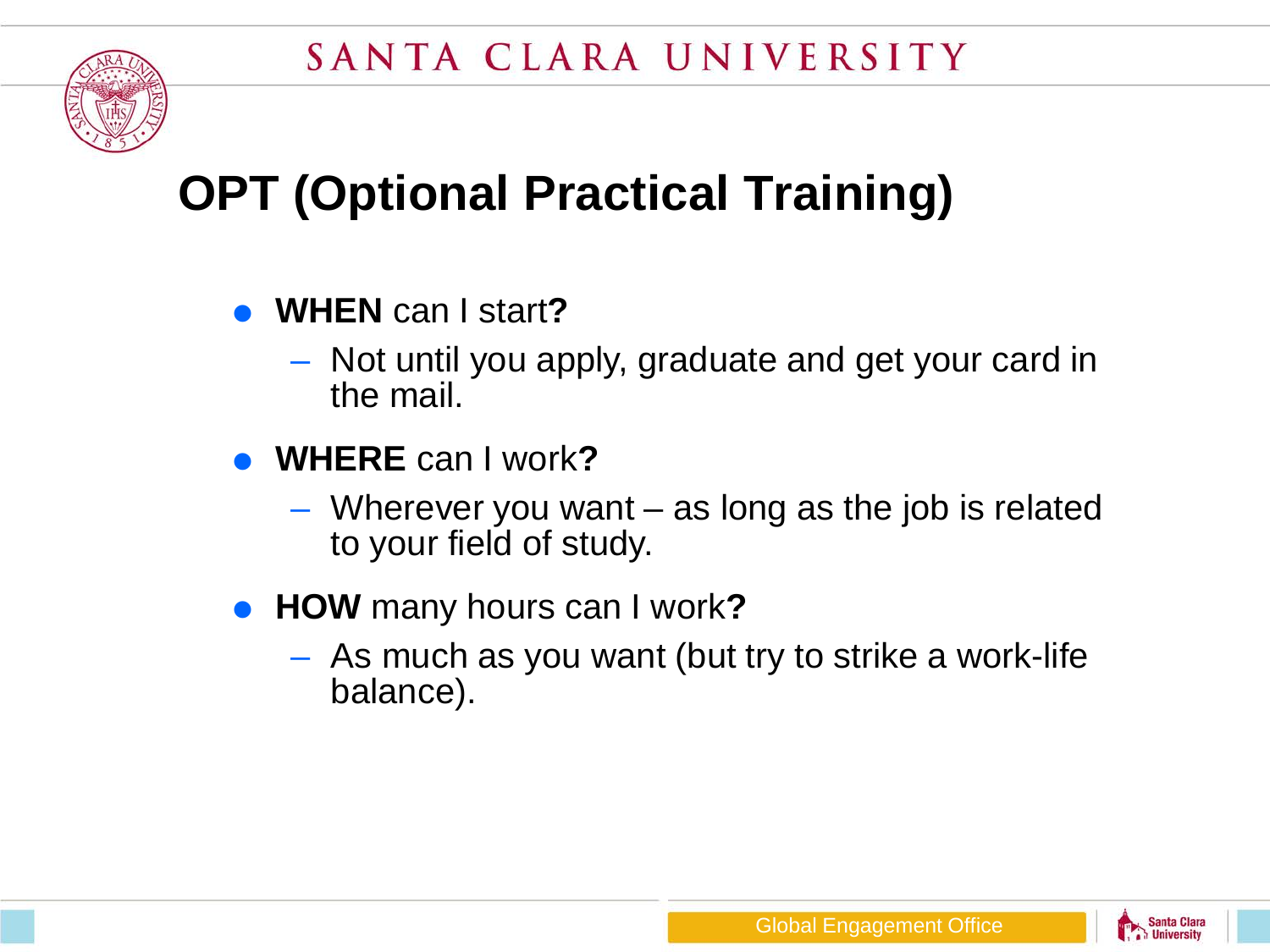# OPT (Optional Practical Training)

- **WHEN** can I start**?**
  - Not until you apply, graduate and get your card in the mail.
- **WHERE** can I work**?**
  - Wherever you want – as long as the job is related to your field of study.
- **HOW** many hours can I work**?**
  - As much as you want (but try to strike a work-life balance).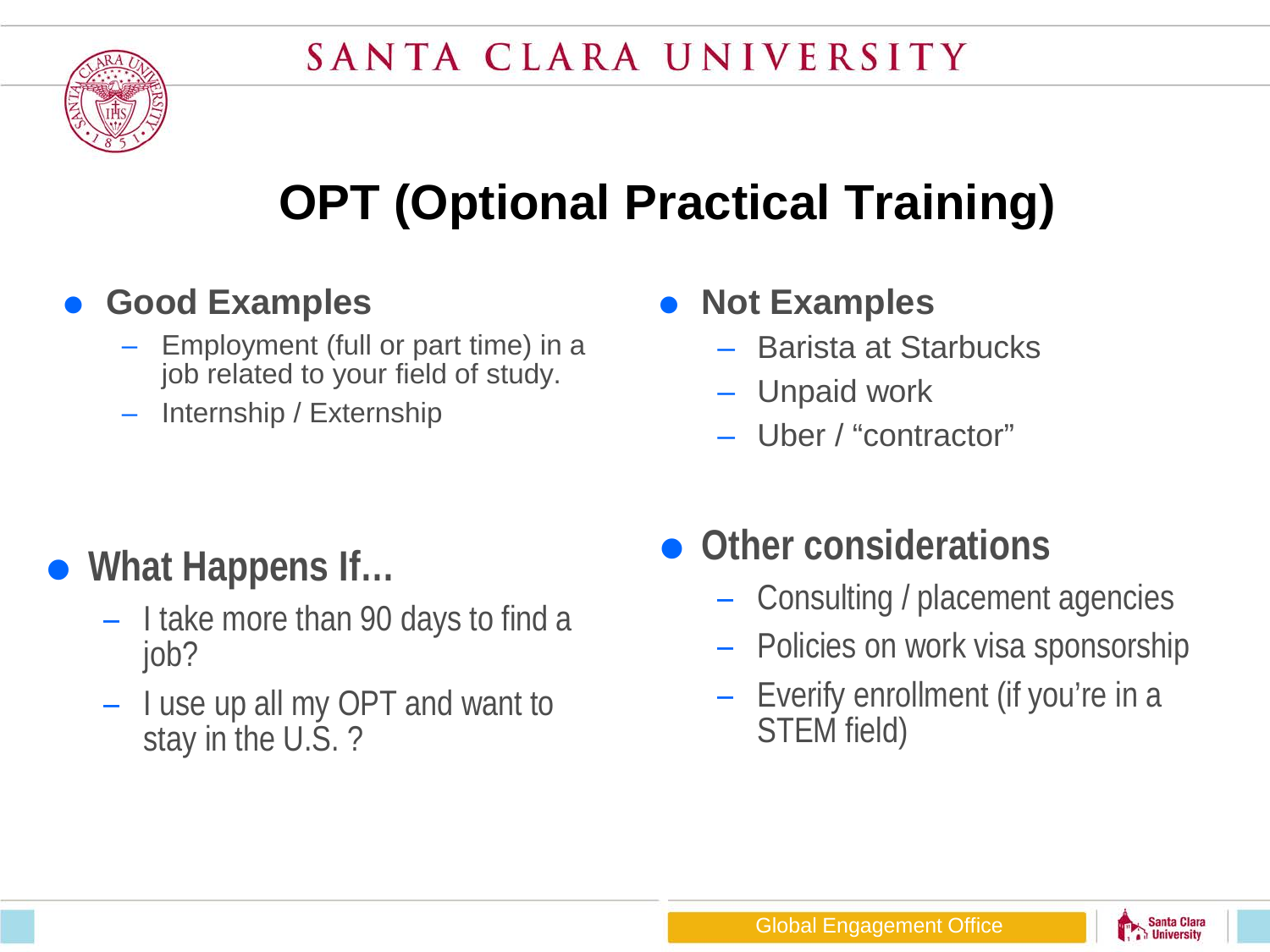# OPT (Optional Practical Training)

- **Good Examples**
  - Employment (full or part time) in a job related to your field of study.
  - Internship / Externship
- **Not Examples**
  - Barista at Starbucks
  - Unpaid work
  - Uber / "contractor"
- **What Happens If…**
  - I take more than 90 days to find a job?
  - I use up all my OPT and want to stay in the U.S. ?
- **Other considerations**
  - Consulting / placement agencies
  - Policies on work visa sponsorship
  - Everify enrollment (if you're in a STEM field)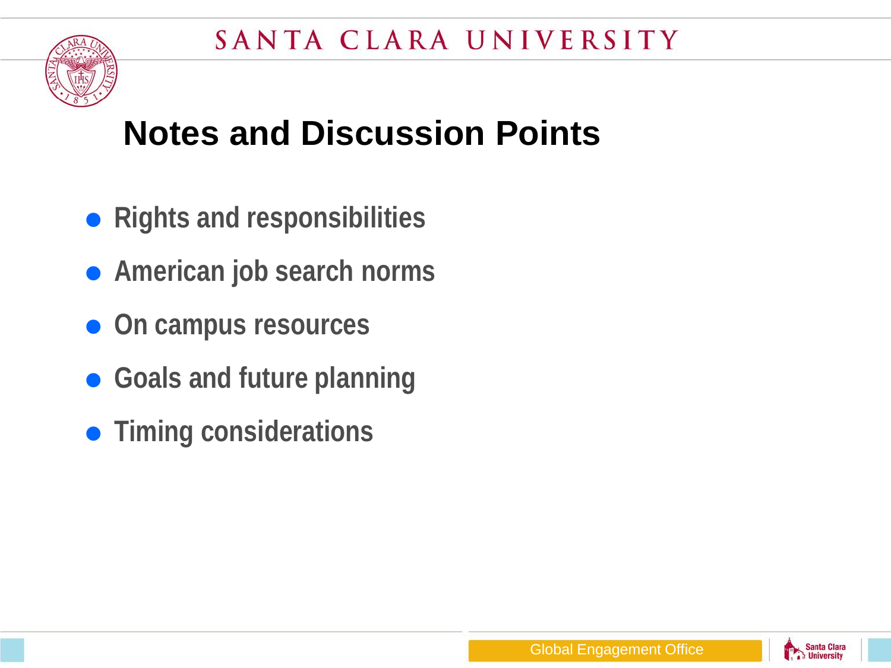# Notes and Discussion Points

- Rights and responsibilities
- American job search norms
- On campus resources
- Goals and future planning
- Timing considerations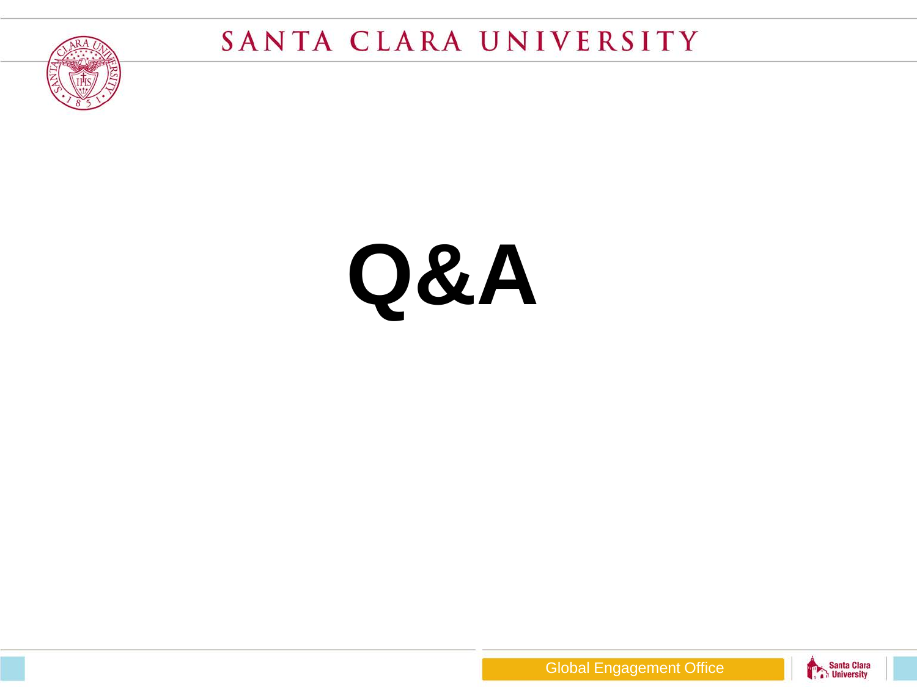# Q&A